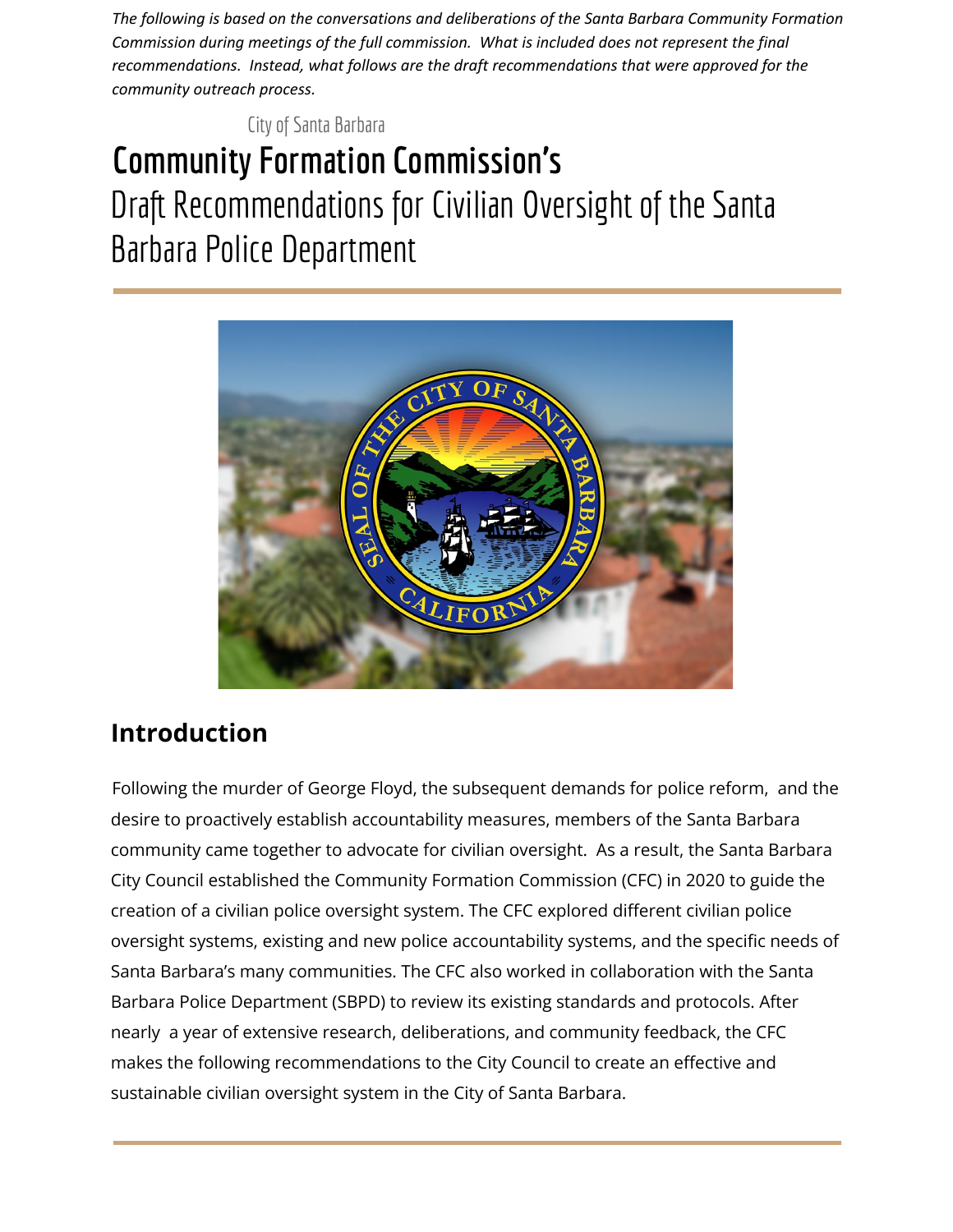*The following is based on the conversations and deliberations of the Santa Barbara Community Formation Commission during meetings of the full commission. What is included does not represent the final recommendations. Instead, what follows are the draft recommendations that were approved for the community outreach process.*

City of Santa Barbara

# Community Formation Commission's

Draft Recommendations for Civilian Oversight of the Santa Barbara Police Department

## Introduction

Following the murder of George Floyd, the subsequent demands for police reform, and the desire to proactively establish accountability measures, members of the Santa Barbara community came together to advocate for civilian oversight. As a result, the Santa Barbara City Council established the Community Formation Commission (CFC) in 2020 to guide the creation of a civilian police oversight system. The CFC explored different civilian police oversight systems, existing and new police accountability systems, and the specific needs of Santa Barbara's many communities. The CFC also worked in collaboration with the Santa Barbara Police Department (SBPD) to review its existing standards and protocols. After nearly a year of extensive research, deliberations, and community feedback, the CFC makes the following recommendations to the City Council to create an effective and sustainable civilian oversight system in the City of Santa Barbara.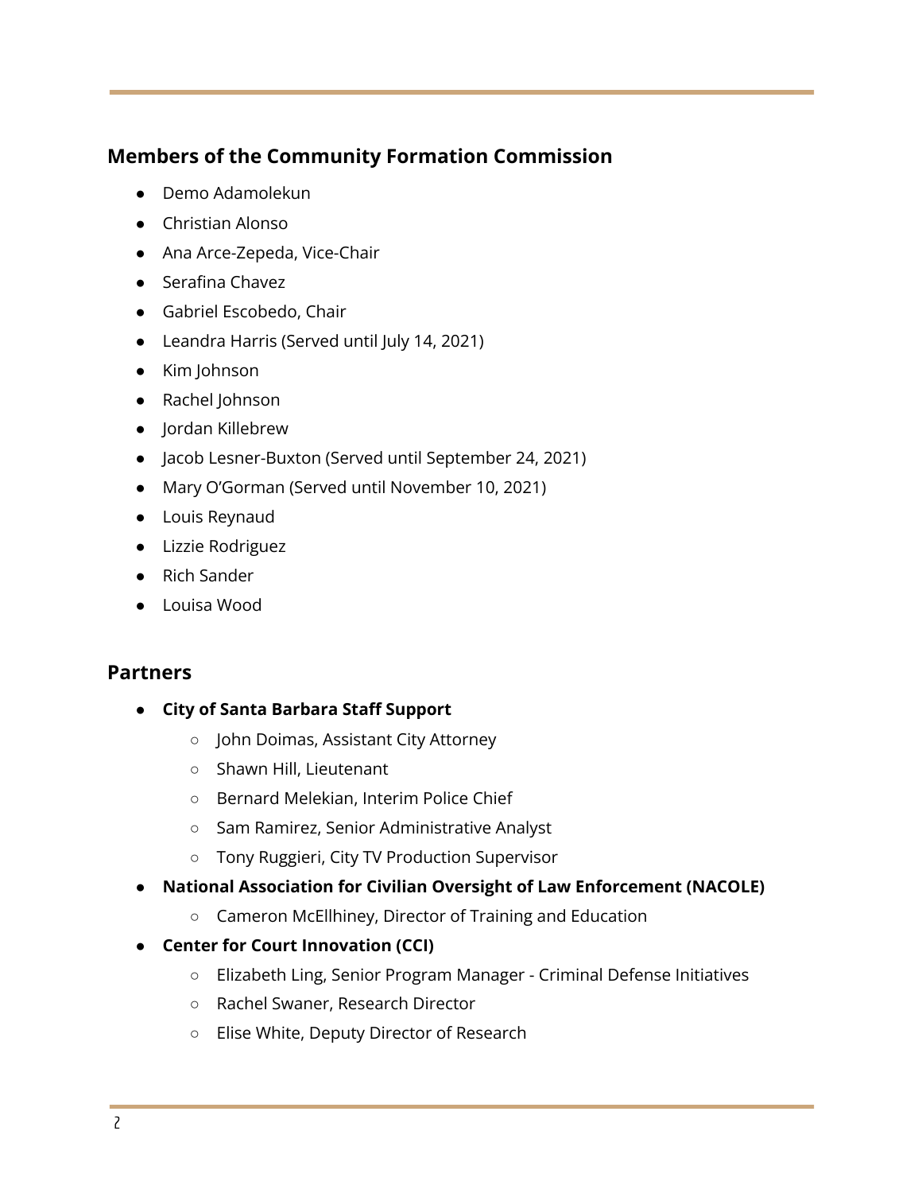## Members of the Community Formation Commission

- Demo Adamolekun
- Christian Alonso
- Ana Arce-Zepeda, Vice-Chair
- Serafina Chavez
- Gabriel Escobedo, Chair
- Leandra Harris (Served until July 14, 2021)
- Kim Johnson
- Rachel Johnson
- Jordan Killebrew
- Jacob Lesner-Buxton (Served until September 24, 2021)
- Mary O'Gorman (Served until November 10, 2021)
- Louis Reynaud
- Lizzie Rodriguez
- Rich Sander
- Louisa Wood

## Partners

- **City of Santa Barbara Staff Support**
    - John Doimas, Assistant City Attorney
    - Shawn Hill, Lieutenant
    - Bernard Melekian, Interim Police Chief
    - Sam Ramirez, Senior Administrative Analyst
    - Tony Ruggieri, City TV Production Supervisor
- **National Association for Civilian Oversight of Law Enforcement (NACOLE)**
    - Cameron McEllhiney, Director of Training and Education
- **Center for Court Innovation (CCI)**
    - Elizabeth Ling, Senior Program Manager - Criminal Defense Initiatives
    - Rachel Swaner, Research Director
    - Elise White, Deputy Director of Research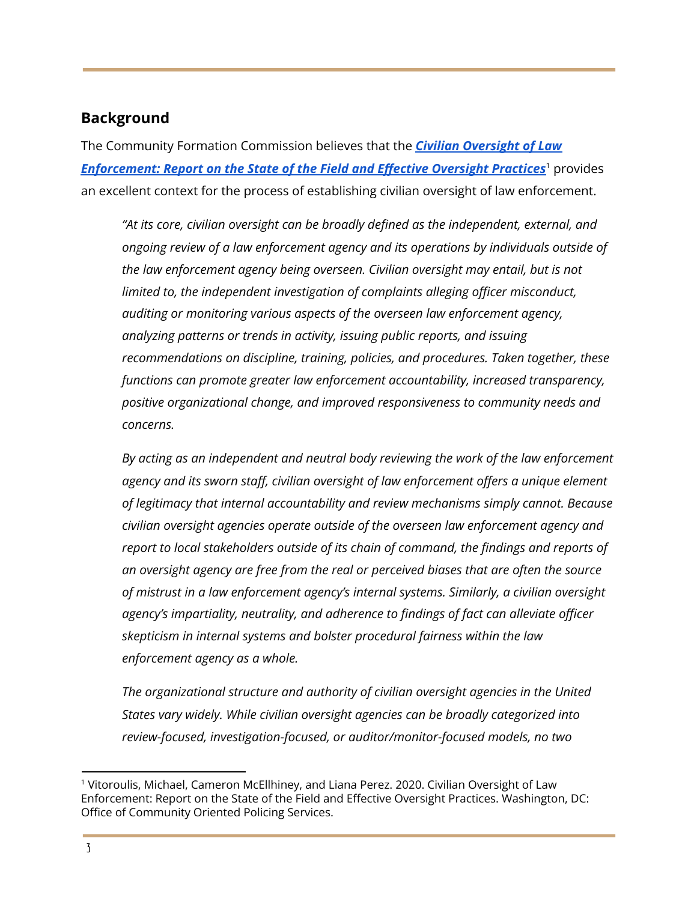## Background

The Community Formation Commission believes that the ***Civilian Oversight of Law Enforcement: Report on the State of the Field and Effective Oversight Practices***[1] provides an excellent context for the process of establishing civilian oversight of law enforcement.

> *"At its core, civilian oversight can be broadly defined as the independent, external, and ongoing review of a law enforcement agency and its operations by individuals outside of the law enforcement agency being overseen. Civilian oversight may entail, but is not limited to, the independent investigation of complaints alleging officer misconduct, auditing or monitoring various aspects of the overseen law enforcement agency, analyzing patterns or trends in activity, issuing public reports, and issuing recommendations on discipline, training, policies, and procedures. Taken together, these functions can promote greater law enforcement accountability, increased transparency, positive organizational change, and improved responsiveness to community needs and concerns.*
>
> *By acting as an independent and neutral body reviewing the work of the law enforcement agency and its sworn staff, civilian oversight of law enforcement offers a unique element of legitimacy that internal accountability and review mechanisms simply cannot. Because civilian oversight agencies operate outside of the overseen law enforcement agency and report to local stakeholders outside of its chain of command, the findings and reports of an oversight agency are free from the real or perceived biases that are often the source of mistrust in a law enforcement agency's internal systems. Similarly, a civilian oversight agency's impartiality, neutrality, and adherence to findings of fact can alleviate officer skepticism in internal systems and bolster procedural fairness within the law enforcement agency as a whole.*
>
> *The organizational structure and authority of civilian oversight agencies in the United States vary widely. While civilian oversight agencies can be broadly categorized into review-focused, investigation-focused, or auditor/monitor-focused models, no two*

[1] Vitoroulis, Michael, Cameron McEllhiney, and Liana Perez. 2020. Civilian Oversight of Law Enforcement: Report on the State of the Field and Effective Oversight Practices. Washington, DC: Office of Community Oriented Policing Services.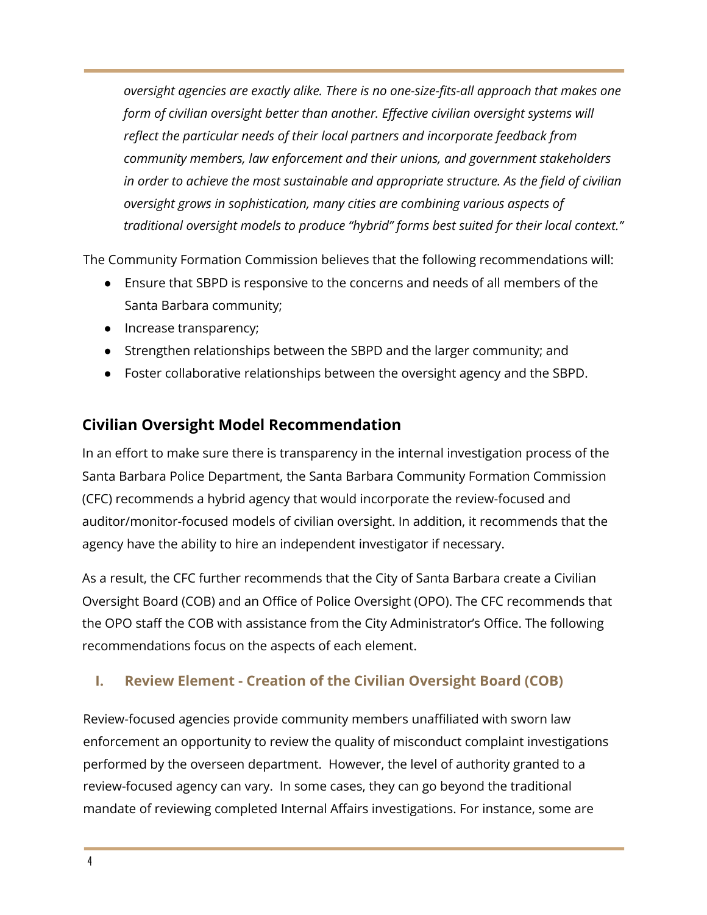*oversight agencies are exactly alike. There is no one-size-fits-all approach that makes one form of civilian oversight better than another. Effective civilian oversight systems will reflect the particular needs of their local partners and incorporate feedback from community members, law enforcement and their unions, and government stakeholders in order to achieve the most sustainable and appropriate structure. As the field of civilian oversight grows in sophistication, many cities are combining various aspects of traditional oversight models to produce "hybrid" forms best suited for their local context."*

The Community Formation Commission believes that the following recommendations will:

- Ensure that SBPD is responsive to the concerns and needs of all members of the Santa Barbara community;
- Increase transparency;
- Strengthen relationships between the SBPD and the larger community; and
- Foster collaborative relationships between the oversight agency and the SBPD.

## Civilian Oversight Model Recommendation

In an effort to make sure there is transparency in the internal investigation process of the Santa Barbara Police Department, the Santa Barbara Community Formation Commission (CFC) recommends a hybrid agency that would incorporate the review-focused and auditor/monitor-focused models of civilian oversight. In addition, it recommends that the agency have the ability to hire an independent investigator if necessary.

As a result, the CFC further recommends that the City of Santa Barbara create a Civilian Oversight Board (COB) and an Office of Police Oversight (OPO). The CFC recommends that the OPO staff the COB with assistance from the City Administrator's Office. The following recommendations focus on the aspects of each element.

### I. Review Element - Creation of the Civilian Oversight Board (COB)

Review-focused agencies provide community members unaffiliated with sworn law enforcement an opportunity to review the quality of misconduct complaint investigations performed by the overseen department. However, the level of authority granted to a review-focused agency can vary. In some cases, they can go beyond the traditional mandate of reviewing completed Internal Affairs investigations. For instance, some are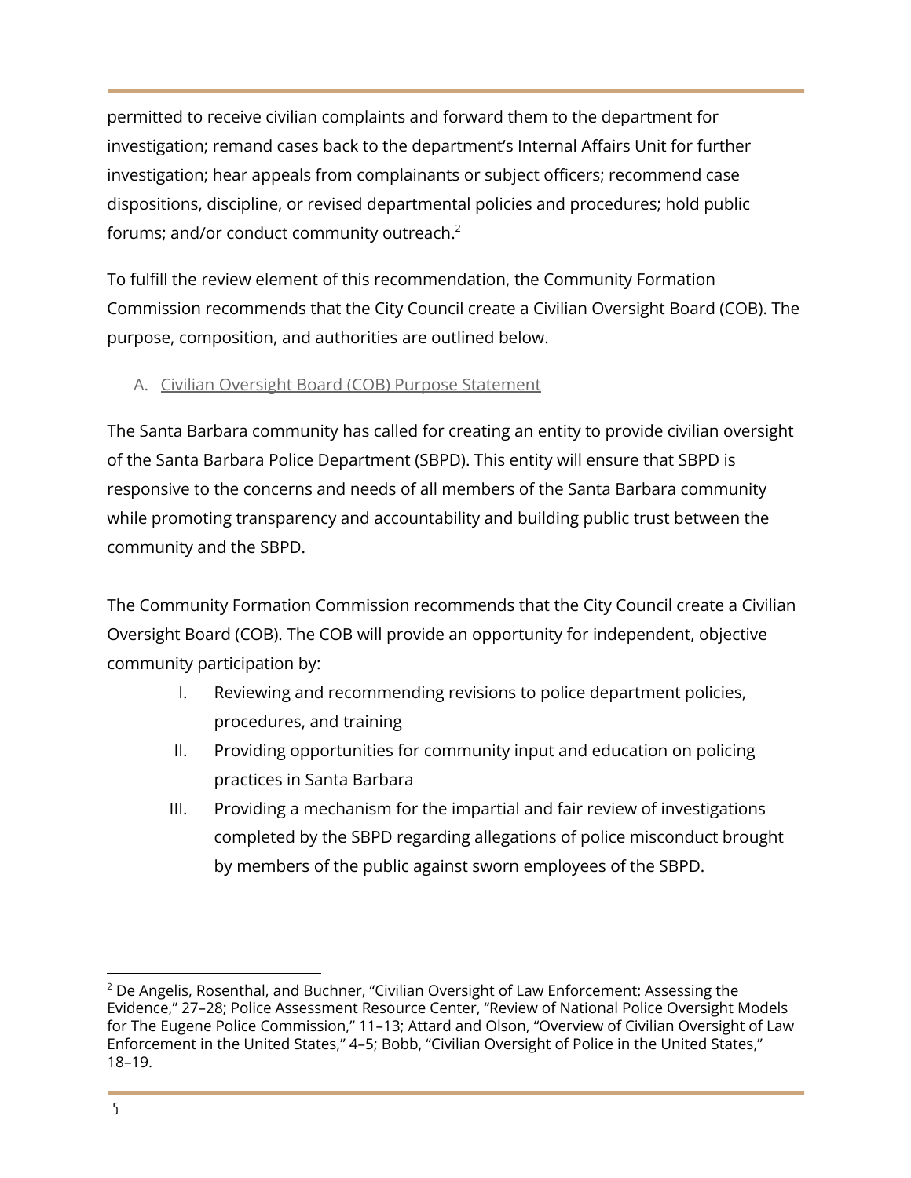permitted to receive civilian complaints and forward them to the department for investigation; remand cases back to the department's Internal Affairs Unit for further investigation; hear appeals from complainants or subject officers; recommend case dispositions, discipline, or revised departmental policies and procedures; hold public forums; and/or conduct community outreach.[2]

To fulfill the review element of this recommendation, the Community Formation Commission recommends that the City Council create a Civilian Oversight Board (COB). The purpose, composition, and authorities are outlined below.

### A. Civilian Oversight Board (COB) Purpose Statement

The Santa Barbara community has called for creating an entity to provide civilian oversight of the Santa Barbara Police Department (SBPD). This entity will ensure that SBPD is responsive to the concerns and needs of all members of the Santa Barbara community while promoting transparency and accountability and building public trust between the community and the SBPD.

The Community Formation Commission recommends that the City Council create a Civilian Oversight Board (COB). The COB will provide an opportunity for independent, objective community participation by:

I. Reviewing and recommending revisions to police department policies, procedures, and training
II. Providing opportunities for community input and education on policing practices in Santa Barbara
III. Providing a mechanism for the impartial and fair review of investigations completed by the SBPD regarding allegations of police misconduct brought by members of the public against sworn employees of the SBPD.

---

[2] De Angelis, Rosenthal, and Buchner, "Civilian Oversight of Law Enforcement: Assessing the Evidence," 27–28; Police Assessment Resource Center, "Review of National Police Oversight Models for The Eugene Police Commission," 11–13; Attard and Olson, "Overview of Civilian Oversight of Law Enforcement in the United States," 4–5; Bobb, "Civilian Oversight of Police in the United States," 18–19.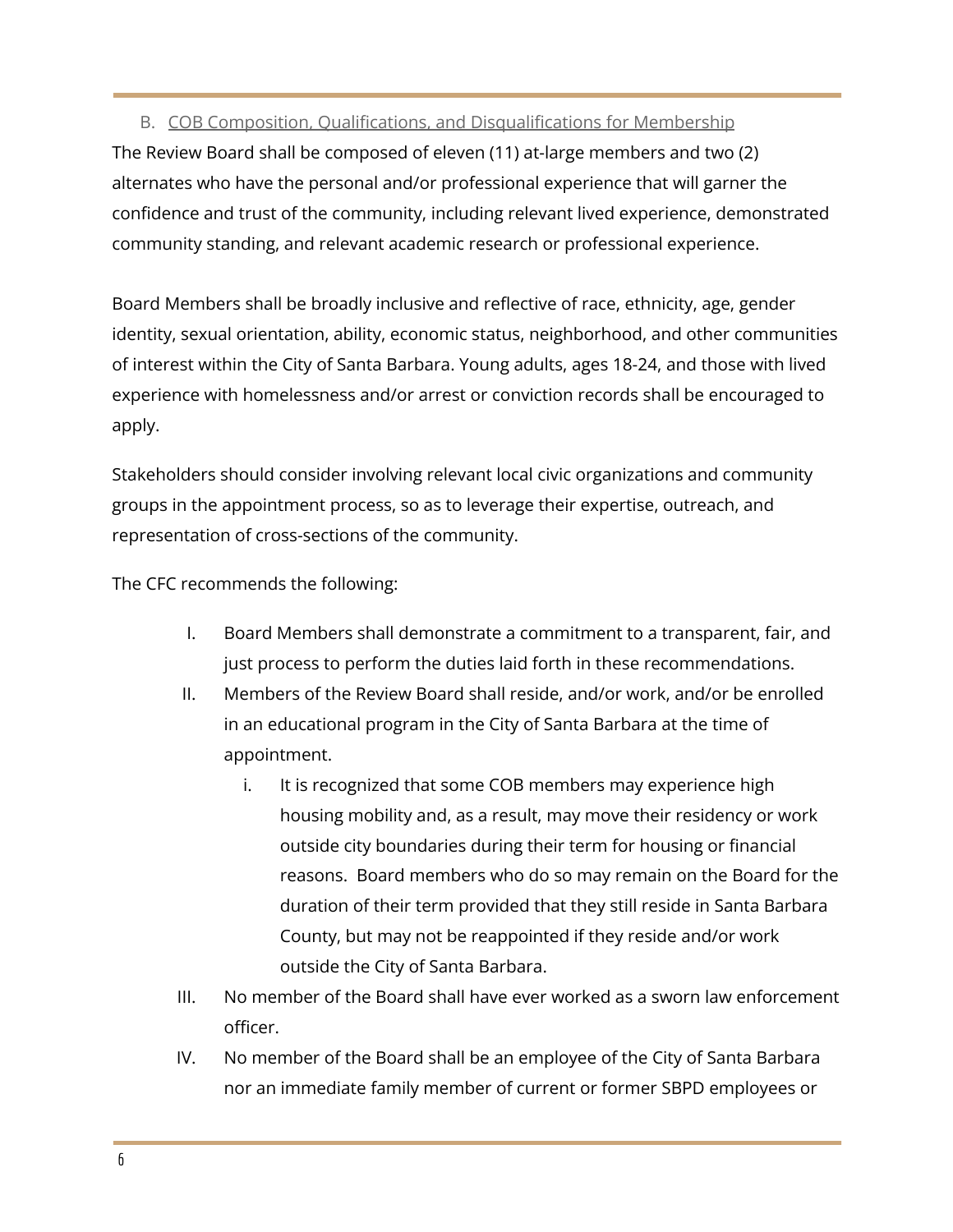### B. COB Composition, Qualifications, and Disqualifications for Membership

The Review Board shall be composed of eleven (11) at-large members and two (2) alternates who have the personal and/or professional experience that will garner the confidence and trust of the community, including relevant lived experience, demonstrated community standing, and relevant academic research or professional experience.

Board Members shall be broadly inclusive and reflective of race, ethnicity, age, gender identity, sexual orientation, ability, economic status, neighborhood, and other communities of interest within the City of Santa Barbara. Young adults, ages 18-24, and those with lived experience with homelessness and/or arrest or conviction records shall be encouraged to apply.

Stakeholders should consider involving relevant local civic organizations and community groups in the appointment process, so as to leverage their expertise, outreach, and representation of cross-sections of the community.

The CFC recommends the following:

I. Board Members shall demonstrate a commitment to a transparent, fair, and just process to perform the duties laid forth in these recommendations.

II. Members of the Review Board shall reside, and/or work, and/or be enrolled in an educational program in the City of Santa Barbara at the time of appointment.

   i. It is recognized that some COB members may experience high housing mobility and, as a result, may move their residency or work outside city boundaries during their term for housing or financial reasons. Board members who do so may remain on the Board for the duration of their term provided that they still reside in Santa Barbara County, but may not be reappointed if they reside and/or work outside the City of Santa Barbara.

III. No member of the Board shall have ever worked as a sworn law enforcement officer.

IV. No member of the Board shall be an employee of the City of Santa Barbara nor an immediate family member of current or former SBPD employees or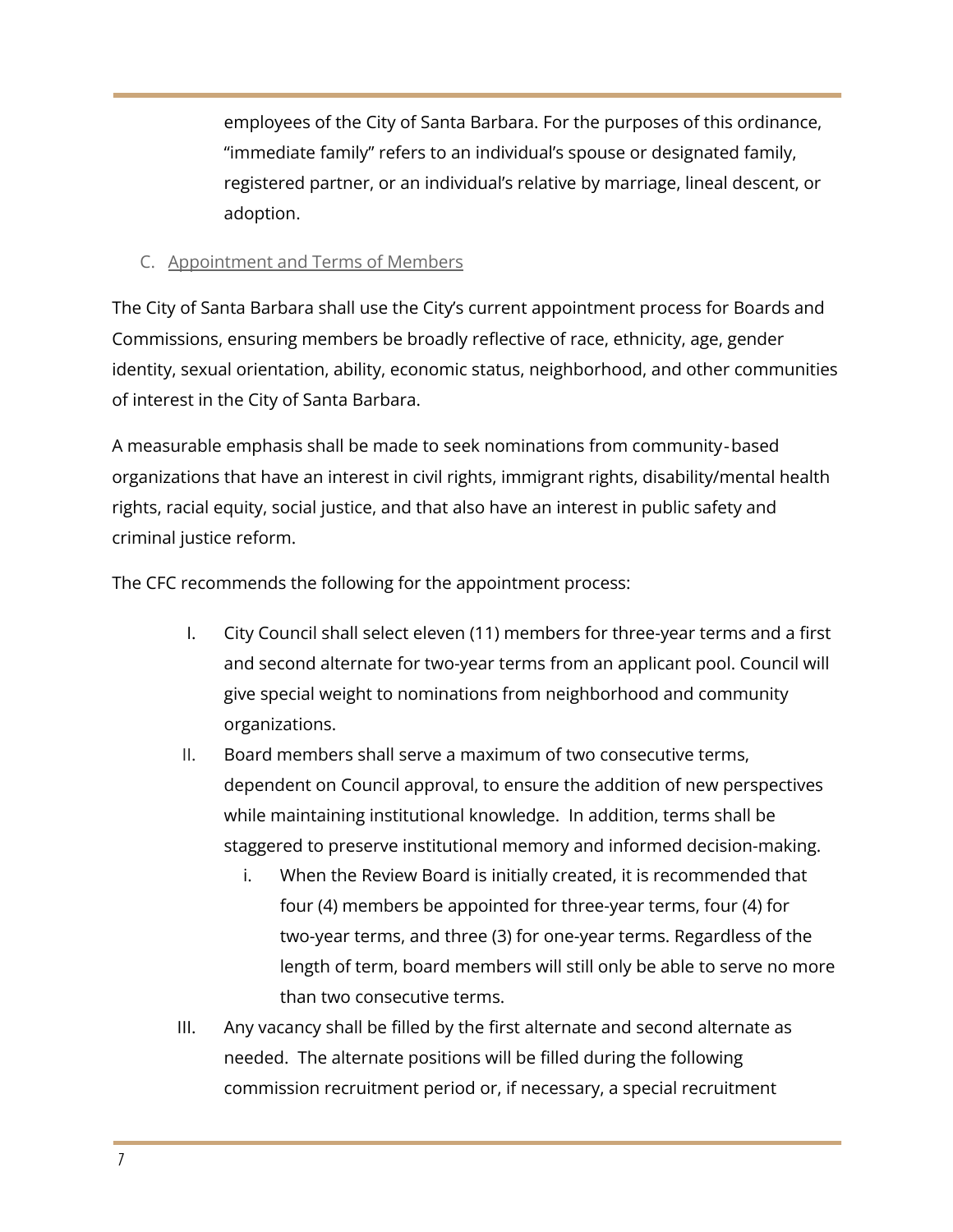employees of the City of Santa Barbara. For the purposes of this ordinance, “immediate family” refers to an individual’s spouse or designated family, registered partner, or an individual’s relative by marriage, lineal descent, or adoption.

C. Appointment and Terms of Members

The City of Santa Barbara shall use the City’s current appointment process for Boards and Commissions, ensuring members be broadly reflective of race, ethnicity, age, gender identity, sexual orientation, ability, economic status, neighborhood, and other communities of interest in the City of Santa Barbara.

A measurable emphasis shall be made to seek nominations from community-based organizations that have an interest in civil rights, immigrant rights, disability/mental health rights, racial equity, social justice, and that also have an interest in public safety and criminal justice reform.

The CFC recommends the following for the appointment process:

I. City Council shall select eleven (11) members for three-year terms and a first and second alternate for two-year terms from an applicant pool. Council will give special weight to nominations from neighborhood and community organizations.

II. Board members shall serve a maximum of two consecutive terms, dependent on Council approval, to ensure the addition of new perspectives while maintaining institutional knowledge. In addition, terms shall be staggered to preserve institutional memory and informed decision-making.

    i. When the Review Board is initially created, it is recommended that four (4) members be appointed for three-year terms, four (4) for two-year terms, and three (3) for one-year terms. Regardless of the length of term, board members will still only be able to serve no more than two consecutive terms.

III. Any vacancy shall be filled by the first alternate and second alternate as needed. The alternate positions will be filled during the following commission recruitment period or, if necessary, a special recruitment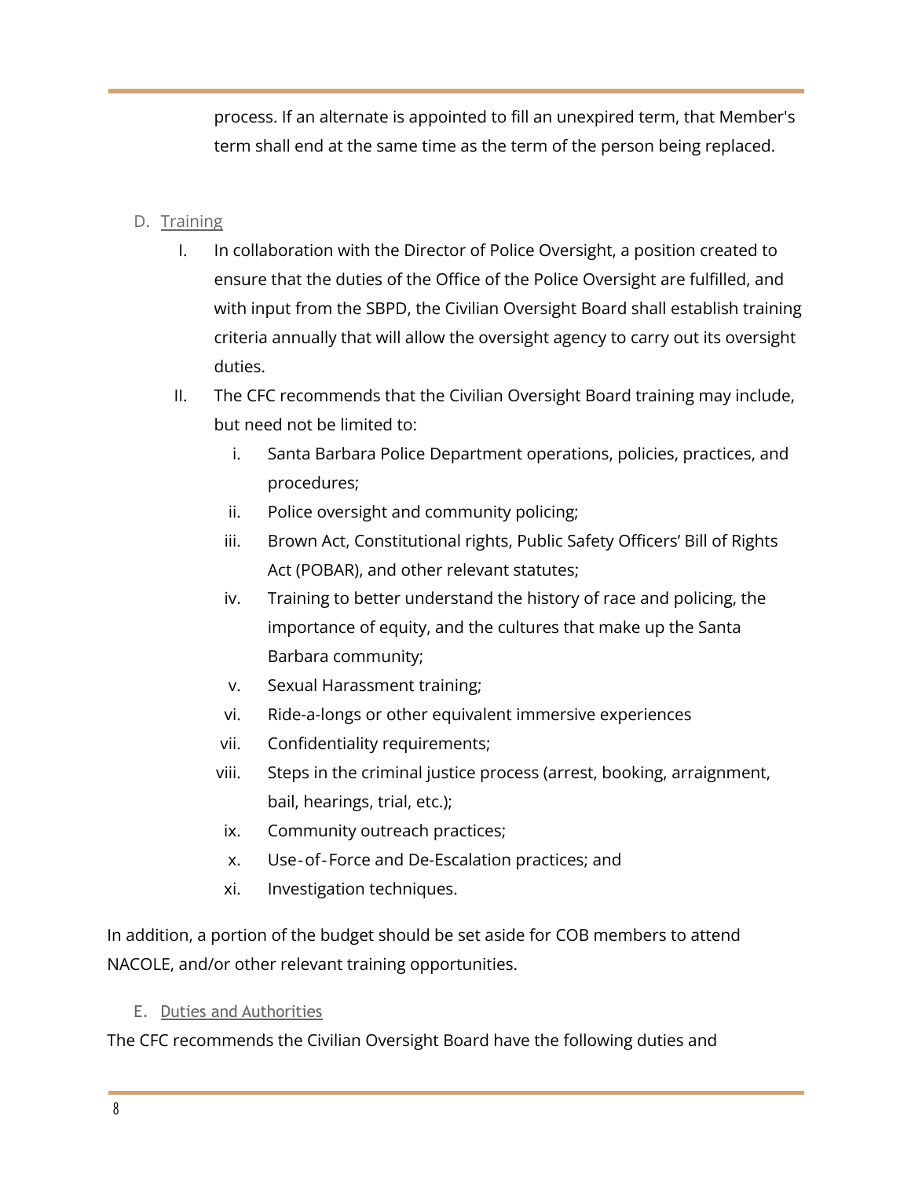process. If an alternate is appointed to fill an unexpired term, that Member's term shall end at the same time as the term of the person being replaced.

D. Training

I. In collaboration with the Director of Police Oversight, a position created to ensure that the duties of the Office of the Police Oversight are fulfilled, and with input from the SBPD, the Civilian Oversight Board shall establish training criteria annually that will allow the oversight agency to carry out its oversight duties.

II. The CFC recommends that the Civilian Oversight Board training may include, but need not be limited to:

   i. Santa Barbara Police Department operations, policies, practices, and procedures;
   ii. Police oversight and community policing;
   iii. Brown Act, Constitutional rights, Public Safety Officers' Bill of Rights Act (POBAR), and other relevant statutes;
   iv. Training to better understand the history of race and policing, the importance of equity, and the cultures that make up the Santa Barbara community;
   v. Sexual Harassment training;
   vi. Ride-a-longs or other equivalent immersive experiences
   vii. Confidentiality requirements;
   viii. Steps in the criminal justice process (arrest, booking, arraignment, bail, hearings, trial, etc.);
   ix. Community outreach practices;
   x. Use-of-Force and De-Escalation practices; and
   xi. Investigation techniques.

In addition, a portion of the budget should be set aside for COB members to attend NACOLE, and/or other relevant training opportunities.

E. Duties and Authorities

The CFC recommends the Civilian Oversight Board have the following duties and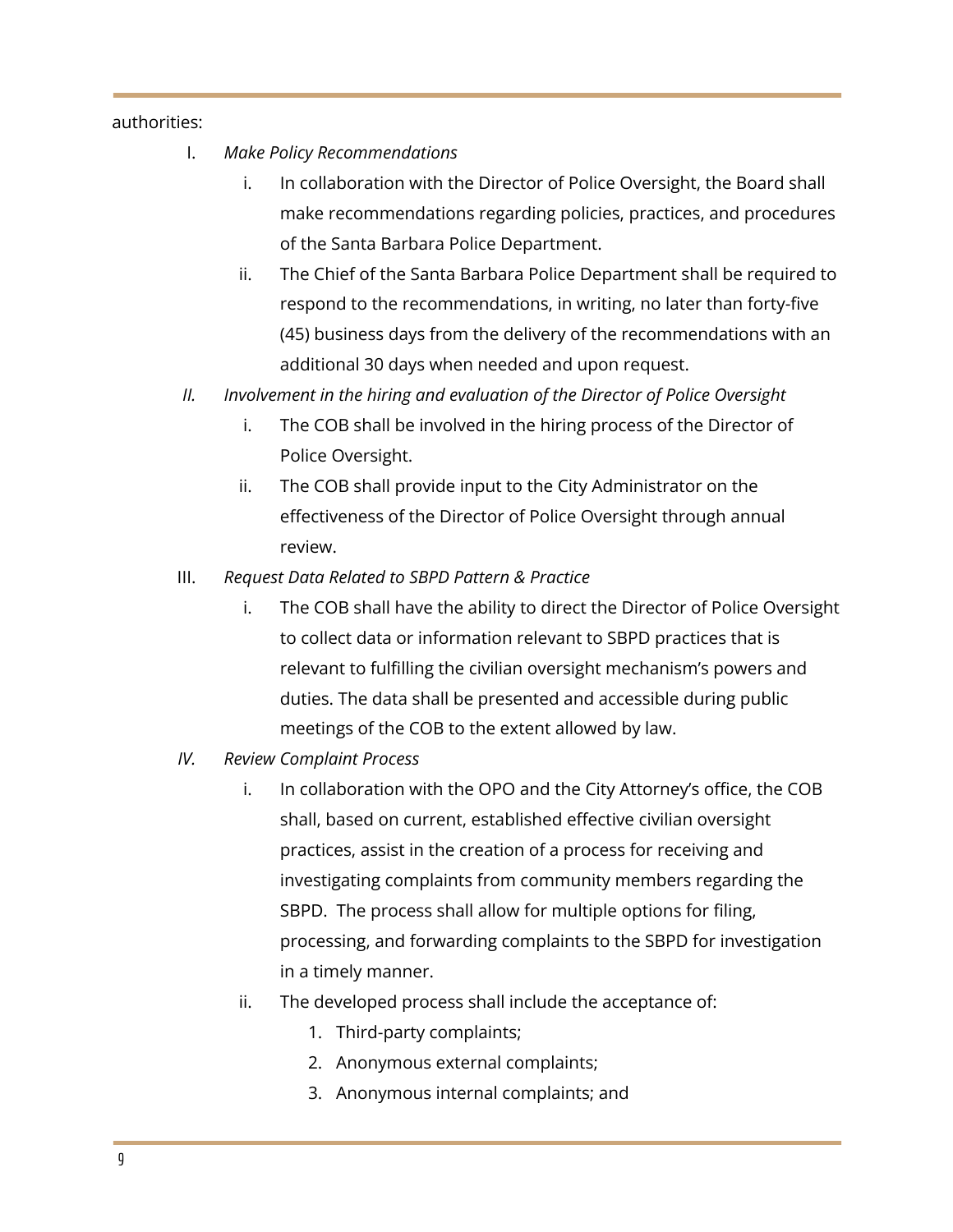authorities:

I. *Make Policy Recommendations*
   i. In collaboration with the Director of Police Oversight, the Board shall make recommendations regarding policies, practices, and procedures of the Santa Barbara Police Department.
   ii. The Chief of the Santa Barbara Police Department shall be required to respond to the recommendations, in writing, no later than forty-five (45) business days from the delivery of the recommendations with an additional 30 days when needed and upon request.

*II. Involvement in the hiring and evaluation of the Director of Police Oversight*
   i. The COB shall be involved in the hiring process of the Director of Police Oversight.
   ii. The COB shall provide input to the City Administrator on the effectiveness of the Director of Police Oversight through annual review.

III. *Request Data Related to SBPD Pattern & Practice*
   i. The COB shall have the ability to direct the Director of Police Oversight to collect data or information relevant to SBPD practices that is relevant to fulfilling the civilian oversight mechanism's powers and duties. The data shall be presented and accessible during public meetings of the COB to the extent allowed by law.

*IV. Review Complaint Process*
   i. In collaboration with the OPO and the City Attorney's office, the COB shall, based on current, established effective civilian oversight practices, assist in the creation of a process for receiving and investigating complaints from community members regarding the SBPD. The process shall allow for multiple options for filing, processing, and forwarding complaints to the SBPD for investigation in a timely manner.
   ii. The developed process shall include the acceptance of:
      1. Third-party complaints;
      2. Anonymous external complaints;
      3. Anonymous internal complaints; and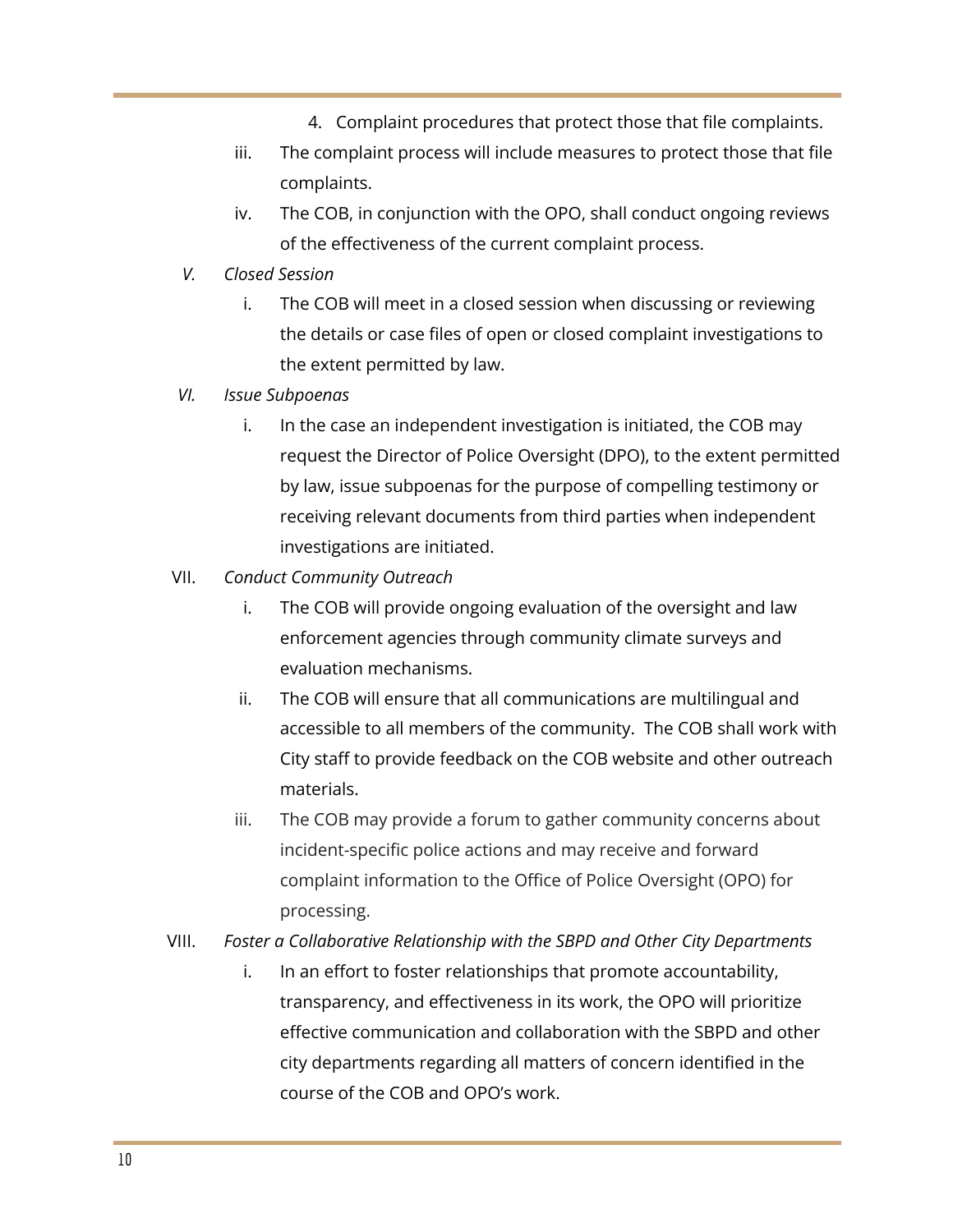4. Complaint procedures that protect those that file complaints.

iii. The complaint process will include measures to protect those that file complaints.

iv. The COB, in conjunction with the OPO, shall conduct ongoing reviews of the effectiveness of the current complaint process.

V. *Closed Session*

i. The COB will meet in a closed session when discussing or reviewing the details or case files of open or closed complaint investigations to the extent permitted by law.

VI. *Issue Subpoenas*

i. In the case an independent investigation is initiated, the COB may request the Director of Police Oversight (DPO), to the extent permitted by law, issue subpoenas for the purpose of compelling testimony or receiving relevant documents from third parties when independent investigations are initiated.

VII. *Conduct Community Outreach*

i. The COB will provide ongoing evaluation of the oversight and law enforcement agencies through community climate surveys and evaluation mechanisms.

ii. The COB will ensure that all communications are multilingual and accessible to all members of the community. The COB shall work with City staff to provide feedback on the COB website and other outreach materials.

iii. The COB may provide a forum to gather community concerns about incident-specific police actions and may receive and forward complaint information to the Office of Police Oversight (OPO) for processing.

VIII. *Foster a Collaborative Relationship with the SBPD and Other City Departments*

i. In an effort to foster relationships that promote accountability, transparency, and effectiveness in its work, the OPO will prioritize effective communication and collaboration with the SBPD and other city departments regarding all matters of concern identified in the course of the COB and OPO's work.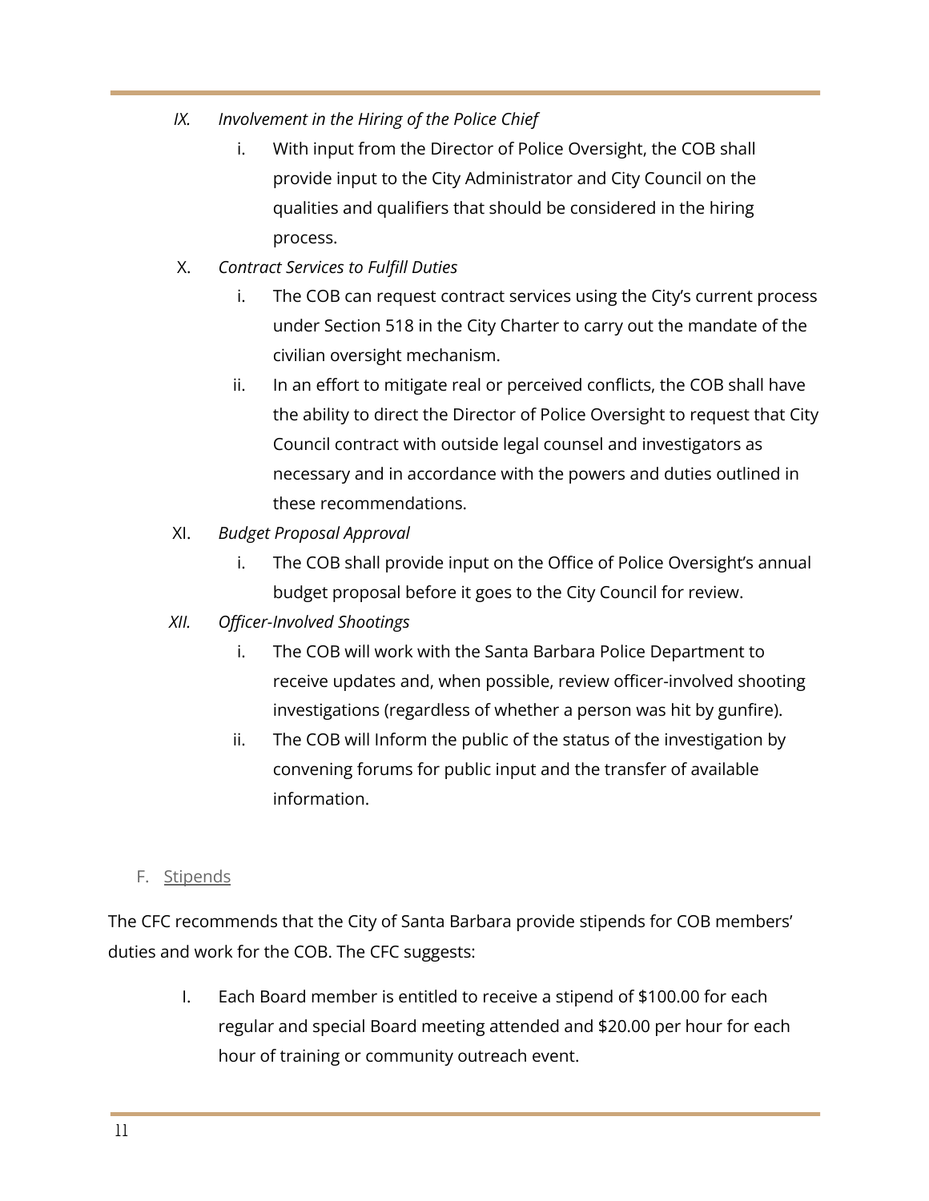IX. *Involvement in the Hiring of the Police Chief*

   i. With input from the Director of Police Oversight, the COB shall provide input to the City Administrator and City Council on the qualities and qualifiers that should be considered in the hiring process.

X. *Contract Services to Fulfill Duties*

   i. The COB can request contract services using the City's current process under Section 518 in the City Charter to carry out the mandate of the civilian oversight mechanism.

   ii. In an effort to mitigate real or perceived conflicts, the COB shall have the ability to direct the Director of Police Oversight to request that City Council contract with outside legal counsel and investigators as necessary and in accordance with the powers and duties outlined in these recommendations.

XI. *Budget Proposal Approval*

   i. The COB shall provide input on the Office of Police Oversight's annual budget proposal before it goes to the City Council for review.

XII. *Officer-Involved Shootings*

   i. The COB will work with the Santa Barbara Police Department to receive updates and, when possible, review officer-involved shooting investigations (regardless of whether a person was hit by gunfire).

   ii. The COB will Inform the public of the status of the investigation by convening forums for public input and the transfer of available information.

F. Stipends

The CFC recommends that the City of Santa Barbara provide stipends for COB members' duties and work for the COB. The CFC suggests:

I. Each Board member is entitled to receive a stipend of $100.00 for each regular and special Board meeting attended and $20.00 per hour for each hour of training or community outreach event.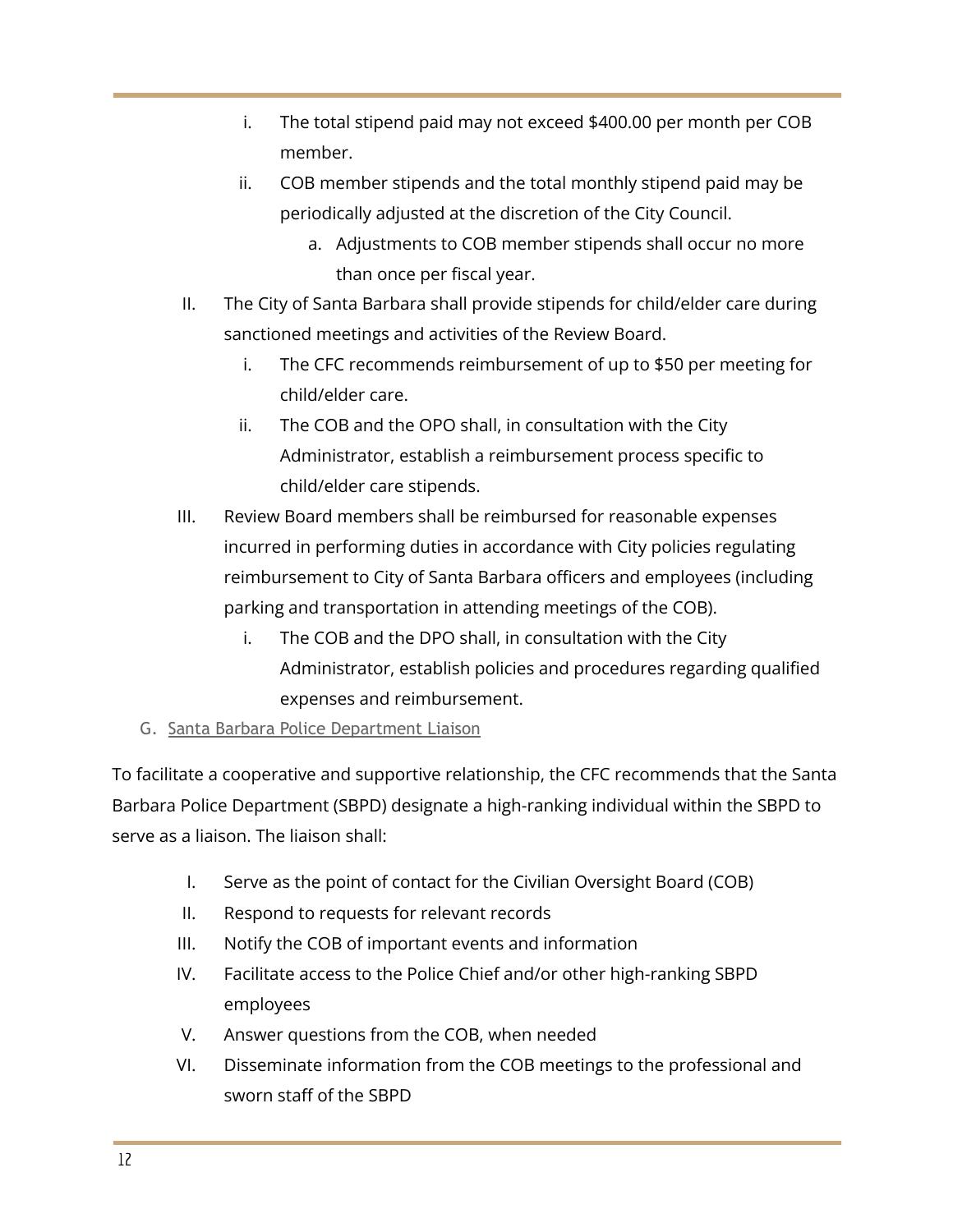i. The total stipend paid may not exceed $400.00 per month per COB member.

ii. COB member stipends and the total monthly stipend paid may be periodically adjusted at the discretion of the City Council.

   a. Adjustments to COB member stipends shall occur no more than once per fiscal year.

II. The City of Santa Barbara shall provide stipends for child/elder care during sanctioned meetings and activities of the Review Board.

   i. The CFC recommends reimbursement of up to $50 per meeting for child/elder care.

   ii. The COB and the OPO shall, in consultation with the City Administrator, establish a reimbursement process specific to child/elder care stipends.

III. Review Board members shall be reimbursed for reasonable expenses incurred in performing duties in accordance with City policies regulating reimbursement to City of Santa Barbara officers and employees (including parking and transportation in attending meetings of the COB).

   i. The COB and the DPO shall, in consultation with the City Administrator, establish policies and procedures regarding qualified expenses and reimbursement.

### G. Santa Barbara Police Department Liaison

To facilitate a cooperative and supportive relationship, the CFC recommends that the Santa Barbara Police Department (SBPD) designate a high-ranking individual within the SBPD to serve as a liaison. The liaison shall:

I. Serve as the point of contact for the Civilian Oversight Board (COB)

II. Respond to requests for relevant records

III. Notify the COB of important events and information

IV. Facilitate access to the Police Chief and/or other high-ranking SBPD employees

V. Answer questions from the COB, when needed

VI. Disseminate information from the COB meetings to the professional and sworn staff of the SBPD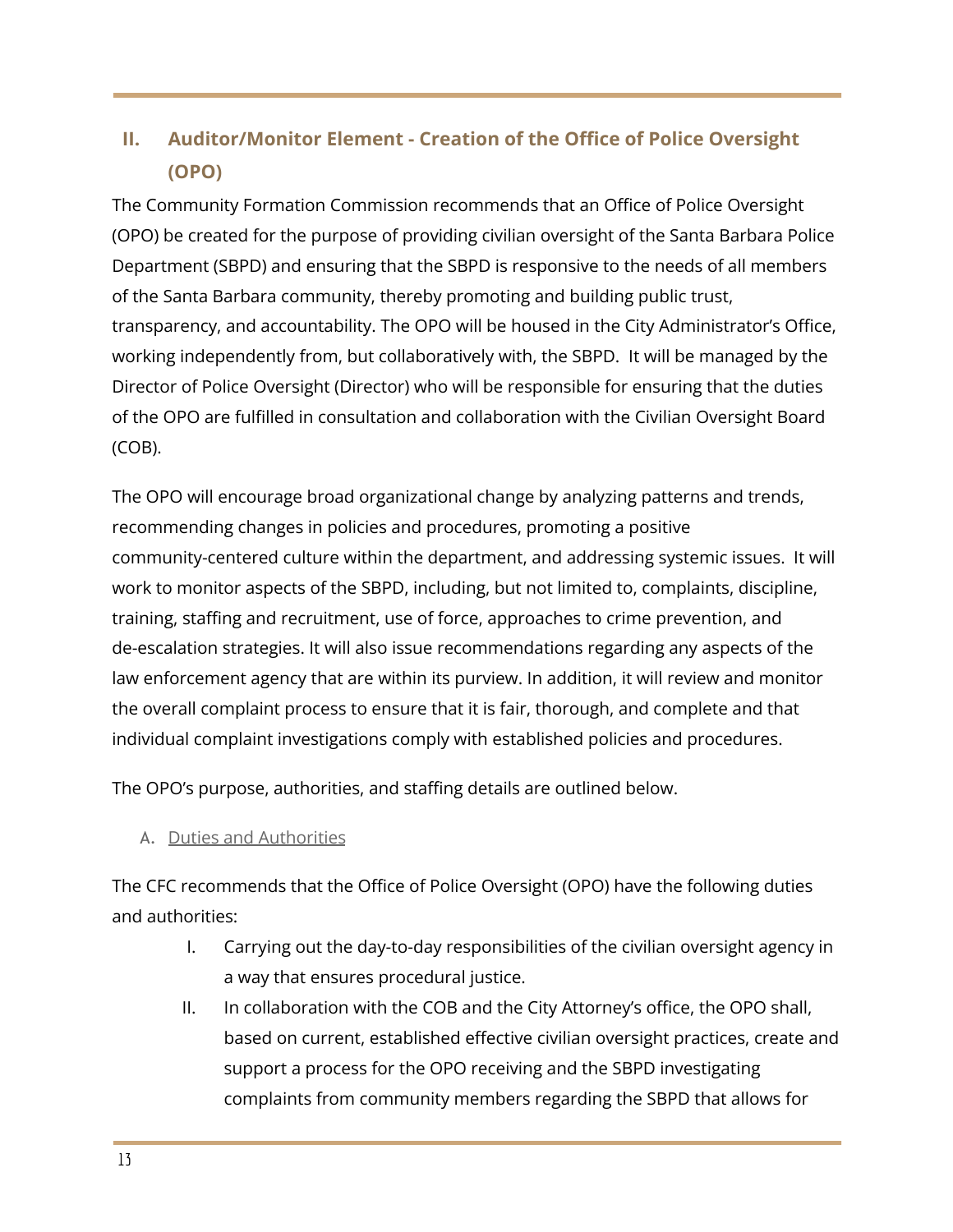## II. Auditor/Monitor Element - Creation of the Office of Police Oversight (OPO)

The Community Formation Commission recommends that an Office of Police Oversight (OPO) be created for the purpose of providing civilian oversight of the Santa Barbara Police Department (SBPD) and ensuring that the SBPD is responsive to the needs of all members of the Santa Barbara community, thereby promoting and building public trust, transparency, and accountability. The OPO will be housed in the City Administrator's Office, working independently from, but collaboratively with, the SBPD. It will be managed by the Director of Police Oversight (Director) who will be responsible for ensuring that the duties of the OPO are fulfilled in consultation and collaboration with the Civilian Oversight Board (COB).

The OPO will encourage broad organizational change by analyzing patterns and trends, recommending changes in policies and procedures, promoting a positive community-centered culture within the department, and addressing systemic issues. It will work to monitor aspects of the SBPD, including, but not limited to, complaints, discipline, training, staffing and recruitment, use of force, approaches to crime prevention, and de-escalation strategies. It will also issue recommendations regarding any aspects of the law enforcement agency that are within its purview. In addition, it will review and monitor the overall complaint process to ensure that it is fair, thorough, and complete and that individual complaint investigations comply with established policies and procedures.

The OPO's purpose, authorities, and staffing details are outlined below.

### A. Duties and Authorities

The CFC recommends that the Office of Police Oversight (OPO) have the following duties and authorities:

I. Carrying out the day-to-day responsibilities of the civilian oversight agency in a way that ensures procedural justice.

II. In collaboration with the COB and the City Attorney's office, the OPO shall, based on current, established effective civilian oversight practices, create and support a process for the OPO receiving and the SBPD investigating complaints from community members regarding the SBPD that allows for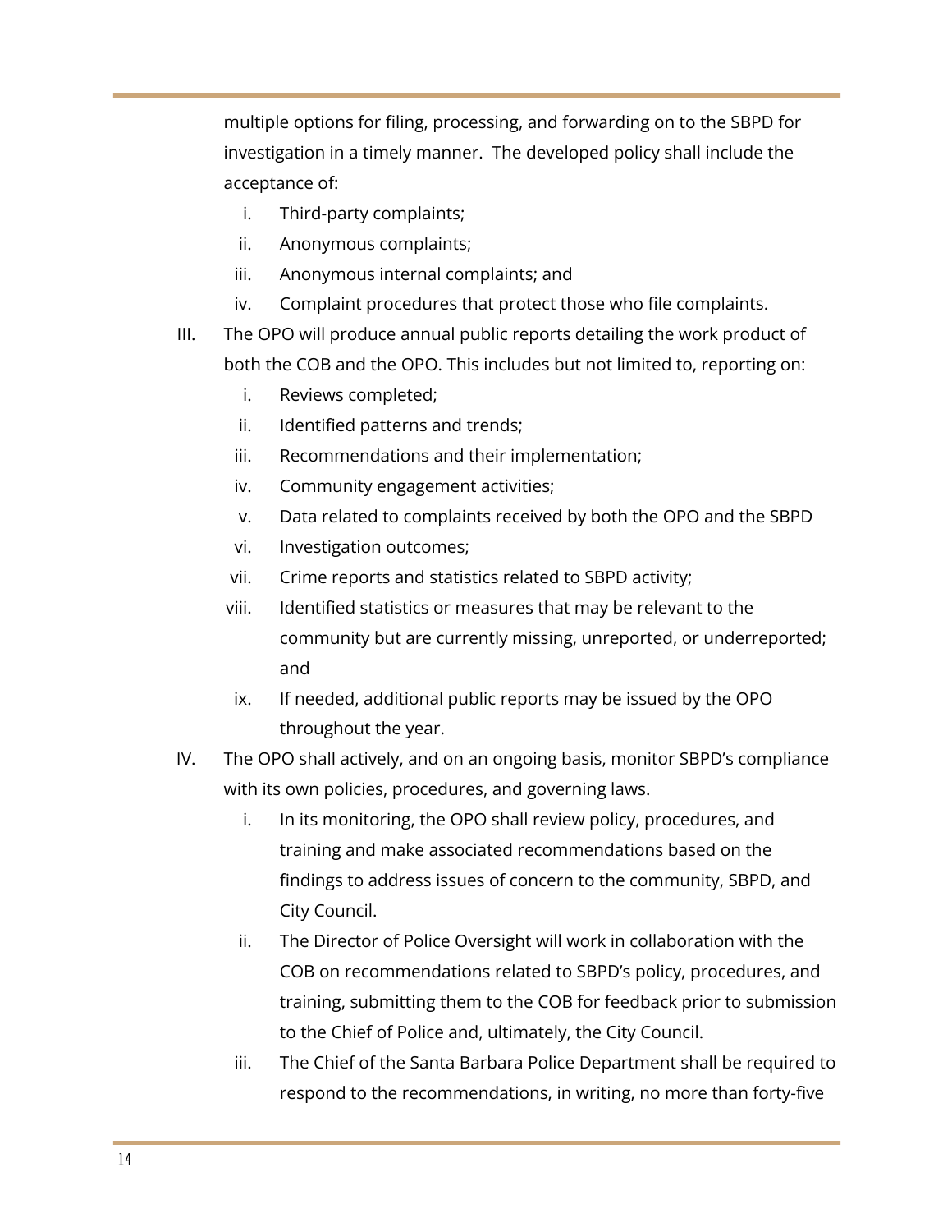multiple options for filing, processing, and forwarding on to the SBPD for investigation in a timely manner. The developed policy shall include the acceptance of:

  i. Third-party complaints;
  ii. Anonymous complaints;
  iii. Anonymous internal complaints; and
  iv. Complaint procedures that protect those who file complaints.

III. The OPO will produce annual public reports detailing the work product of both the COB and the OPO. This includes but not limited to, reporting on:

  i. Reviews completed;
  ii. Identified patterns and trends;
  iii. Recommendations and their implementation;
  iv. Community engagement activities;
  v. Data related to complaints received by both the OPO and the SBPD
  vi. Investigation outcomes;
  vii. Crime reports and statistics related to SBPD activity;
  viii. Identified statistics or measures that may be relevant to the community but are currently missing, unreported, or underreported; and
  ix. If needed, additional public reports may be issued by the OPO throughout the year.

IV. The OPO shall actively, and on an ongoing basis, monitor SBPD's compliance with its own policies, procedures, and governing laws.

  i. In its monitoring, the OPO shall review policy, procedures, and training and make associated recommendations based on the findings to address issues of concern to the community, SBPD, and City Council.
  ii. The Director of Police Oversight will work in collaboration with the COB on recommendations related to SBPD's policy, procedures, and training, submitting them to the COB for feedback prior to submission to the Chief of Police and, ultimately, the City Council.
  iii. The Chief of the Santa Barbara Police Department shall be required to respond to the recommendations, in writing, no more than forty-five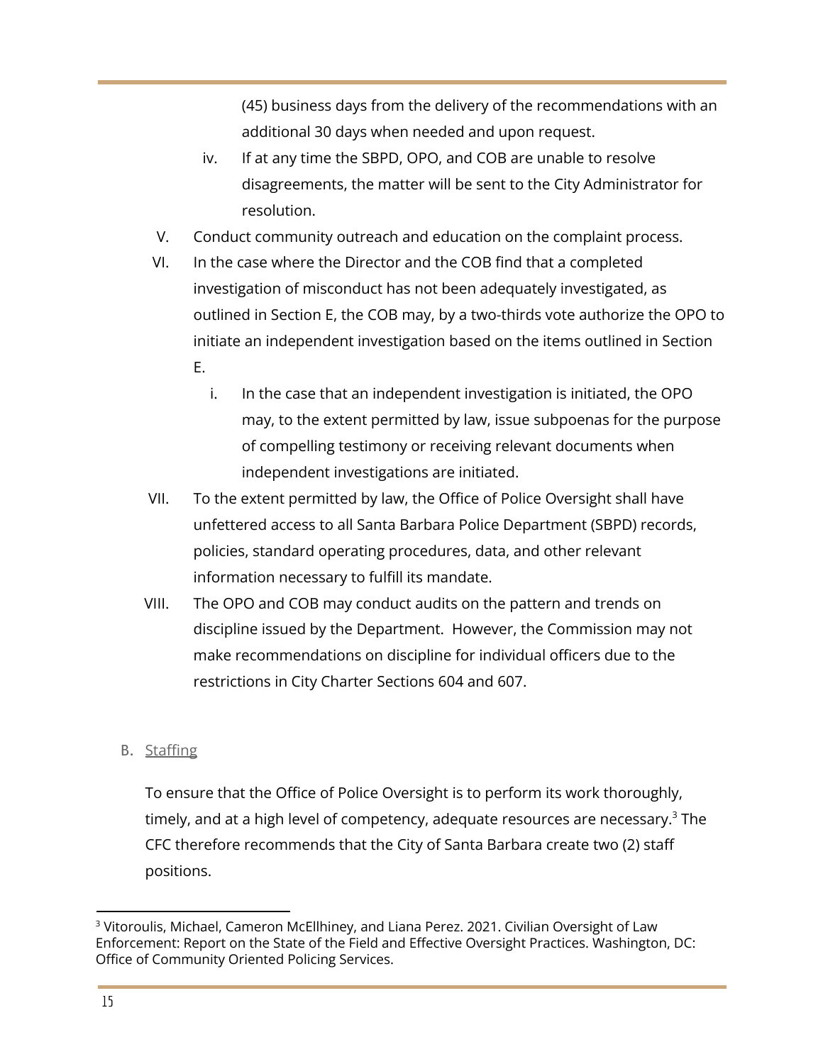(45) business days from the delivery of the recommendations with an additional 30 days when needed and upon request.

iv. If at any time the SBPD, OPO, and COB are unable to resolve disagreements, the matter will be sent to the City Administrator for resolution.

V. Conduct community outreach and education on the complaint process.

VI. In the case where the Director and the COB find that a completed investigation of misconduct has not been adequately investigated, as outlined in Section E, the COB may, by a two-thirds vote authorize the OPO to initiate an independent investigation based on the items outlined in Section E.

   i. In the case that an independent investigation is initiated, the OPO may, to the extent permitted by law, issue subpoenas for the purpose of compelling testimony or receiving relevant documents when independent investigations are initiated.

VII. To the extent permitted by law, the Office of Police Oversight shall have unfettered access to all Santa Barbara Police Department (SBPD) records, policies, standard operating procedures, data, and other relevant information necessary to fulfill its mandate.

VIII. The OPO and COB may conduct audits on the pattern and trends on discipline issued by the Department. However, the Commission may not make recommendations on discipline for individual officers due to the restrictions in City Charter Sections 604 and 607.

B. Staffing

To ensure that the Office of Police Oversight is to perform its work thoroughly, timely, and at a high level of competency, adequate resources are necessary.[3] The CFC therefore recommends that the City of Santa Barbara create two (2) staff positions.

---

[3] Vitoroulis, Michael, Cameron McEllhiney, and Liana Perez. 2021. Civilian Oversight of Law Enforcement: Report on the State of the Field and Effective Oversight Practices. Washington, DC: Office of Community Oriented Policing Services.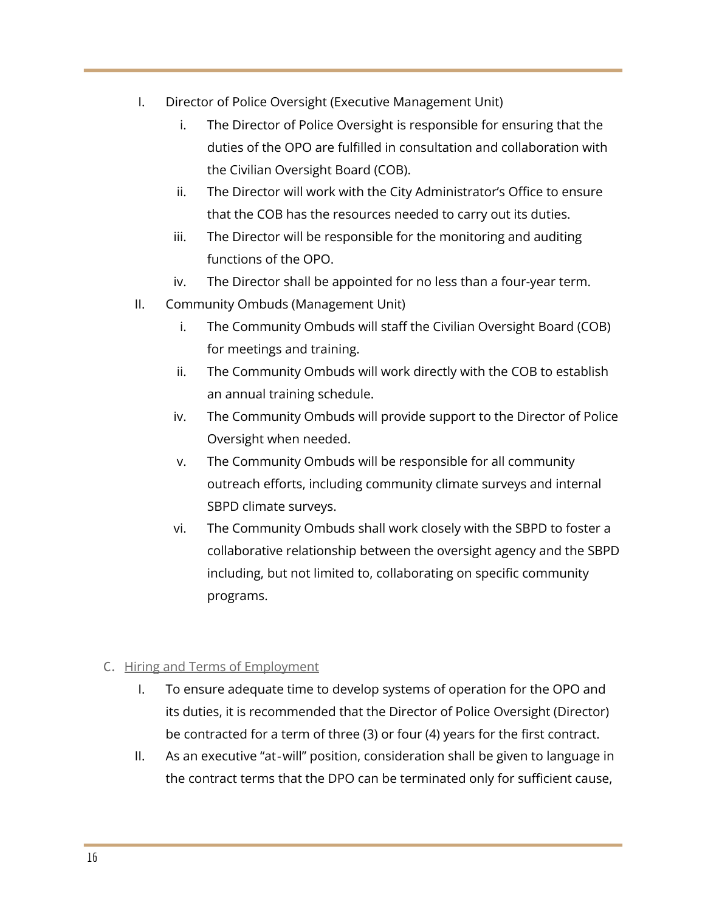I. Director of Police Oversight (Executive Management Unit)
   i. The Director of Police Oversight is responsible for ensuring that the duties of the OPO are fulfilled in consultation and collaboration with the Civilian Oversight Board (COB).
   ii. The Director will work with the City Administrator's Office to ensure that the COB has the resources needed to carry out its duties.
   iii. The Director will be responsible for the monitoring and auditing functions of the OPO.
   iv. The Director shall be appointed for no less than a four-year term.

II. Community Ombuds (Management Unit)
   i. The Community Ombuds will staff the Civilian Oversight Board (COB) for meetings and training.
   ii. The Community Ombuds will work directly with the COB to establish an annual training schedule.
   iv. The Community Ombuds will provide support to the Director of Police Oversight when needed.
   v. The Community Ombuds will be responsible for all community outreach efforts, including community climate surveys and internal SBPD climate surveys.
   vi. The Community Ombuds shall work closely with the SBPD to foster a collaborative relationship between the oversight agency and the SBPD including, but not limited to, collaborating on specific community programs.

C. Hiring and Terms of Employment

I. To ensure adequate time to develop systems of operation for the OPO and its duties, it is recommended that the Director of Police Oversight (Director) be contracted for a term of three (3) or four (4) years for the first contract.

II. As an executive "at-will" position, consideration shall be given to language in the contract terms that the DPO can be terminated only for sufficient cause,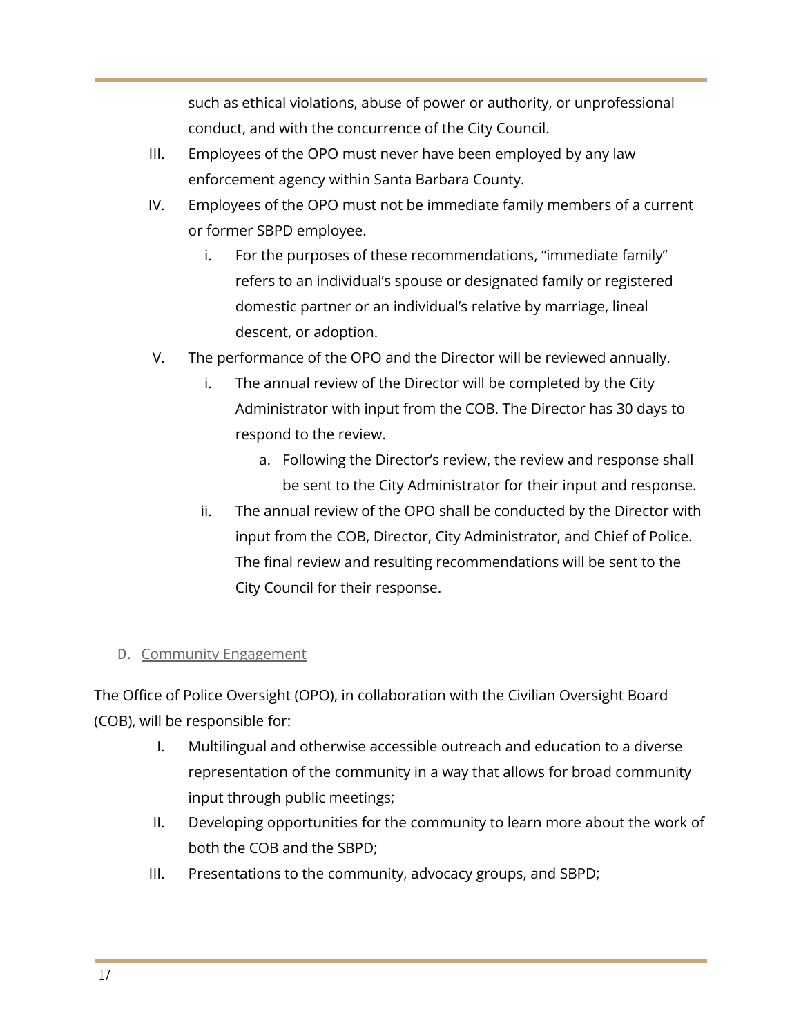such as ethical violations, abuse of power or authority, or unprofessional conduct, and with the concurrence of the City Council.

III. Employees of the OPO must never have been employed by any law enforcement agency within Santa Barbara County.

IV. Employees of the OPO must not be immediate family members of a current or former SBPD employee.

   i. For the purposes of these recommendations, “immediate family” refers to an individual’s spouse or designated family or registered domestic partner or an individual’s relative by marriage, lineal descent, or adoption.

V. The performance of the OPO and the Director will be reviewed annually.

   i. The annual review of the Director will be completed by the City Administrator with input from the COB. The Director has 30 days to respond to the review.

      a. Following the Director’s review, the review and response shall be sent to the City Administrator for their input and response.

   ii. The annual review of the OPO shall be conducted by the Director with input from the COB, Director, City Administrator, and Chief of Police. The final review and resulting recommendations will be sent to the City Council for their response.

### D. Community Engagement

The Office of Police Oversight (OPO), in collaboration with the Civilian Oversight Board (COB), will be responsible for:

I. Multilingual and otherwise accessible outreach and education to a diverse representation of the community in a way that allows for broad community input through public meetings;

II. Developing opportunities for the community to learn more about the work of both the COB and the SBPD;

III. Presentations to the community, advocacy groups, and SBPD;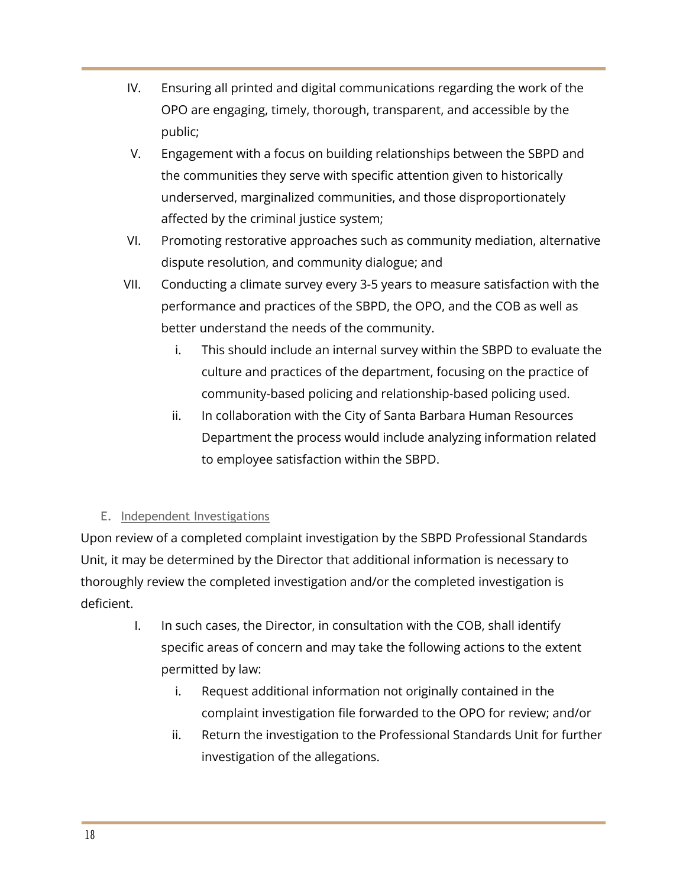IV. Ensuring all printed and digital communications regarding the work of the OPO are engaging, timely, thorough, transparent, and accessible by the public;

V. Engagement with a focus on building relationships between the SBPD and the communities they serve with specific attention given to historically underserved, marginalized communities, and those disproportionately affected by the criminal justice system;

VI. Promoting restorative approaches such as community mediation, alternative dispute resolution, and community dialogue; and

VII. Conducting a climate survey every 3-5 years to measure satisfaction with the performance and practices of the SBPD, the OPO, and the COB as well as better understand the needs of the community.

   i. This should include an internal survey within the SBPD to evaluate the culture and practices of the department, focusing on the practice of community-based policing and relationship-based policing used.

   ii. In collaboration with the City of Santa Barbara Human Resources Department the process would include analyzing information related to employee satisfaction within the SBPD.

### E. Independent Investigations

Upon review of a completed complaint investigation by the SBPD Professional Standards Unit, it may be determined by the Director that additional information is necessary to thoroughly review the completed investigation and/or the completed investigation is deficient.

I. In such cases, the Director, in consultation with the COB, shall identify specific areas of concern and may take the following actions to the extent permitted by law:

   i. Request additional information not originally contained in the complaint investigation file forwarded to the OPO for review; and/or

   ii. Return the investigation to the Professional Standards Unit for further investigation of the allegations.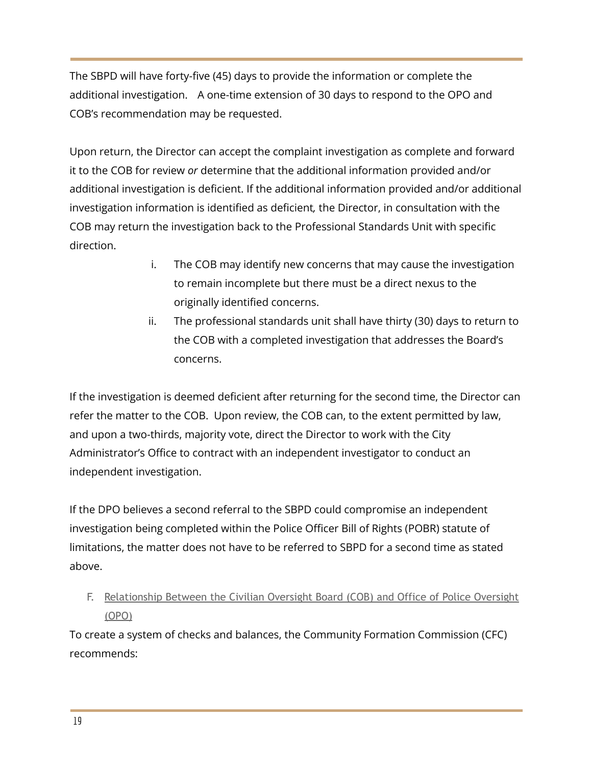The SBPD will have forty-five (45) days to provide the information or complete the additional investigation. A one-time extension of 30 days to respond to the OPO and COB's recommendation may be requested.

Upon return, the Director can accept the complaint investigation as complete and forward it to the COB for review *or* determine that the additional information provided and/or additional investigation is deficient. If the additional information provided and/or additional investigation information is identified as deficient, the Director, in consultation with the COB may return the investigation back to the Professional Standards Unit with specific direction.

i. The COB may identify new concerns that may cause the investigation to remain incomplete but there must be a direct nexus to the originally identified concerns.
ii. The professional standards unit shall have thirty (30) days to return to the COB with a completed investigation that addresses the Board's concerns.

If the investigation is deemed deficient after returning for the second time, the Director can refer the matter to the COB. Upon review, the COB can, to the extent permitted by law, and upon a two-thirds, majority vote, direct the Director to work with the City Administrator's Office to contract with an independent investigator to conduct an independent investigation.

If the DPO believes a second referral to the SBPD could compromise an independent investigation being completed within the Police Officer Bill of Rights (POBR) statute of limitations, the matter does not have to be referred to SBPD for a second time as stated above.

### F. Relationship Between the Civilian Oversight Board (COB) and Office of Police Oversight (OPO)

To create a system of checks and balances, the Community Formation Commission (CFC) recommends: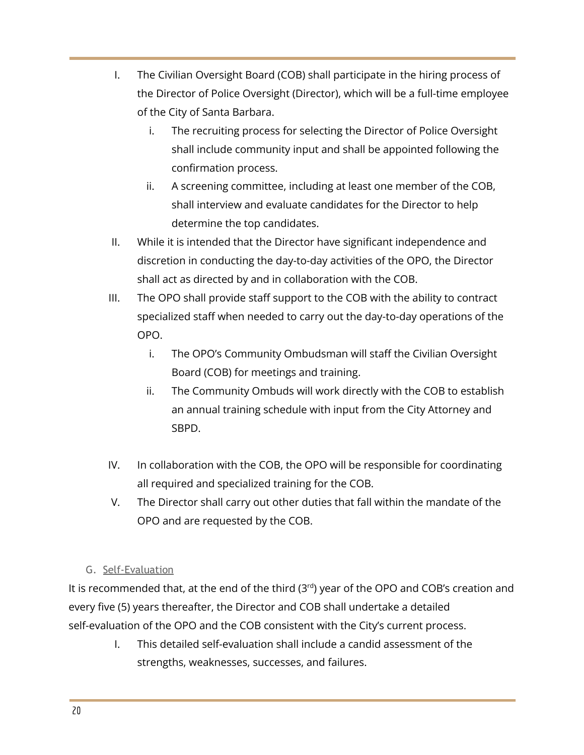I. The Civilian Oversight Board (COB) shall participate in the hiring process of the Director of Police Oversight (Director), which will be a full-time employee of the City of Santa Barbara.
   i. The recruiting process for selecting the Director of Police Oversight shall include community input and shall be appointed following the confirmation process.
   ii. A screening committee, including at least one member of the COB, shall interview and evaluate candidates for the Director to help determine the top candidates.

II. While it is intended that the Director have significant independence and discretion in conducting the day-to-day activities of the OPO, the Director shall act as directed by and in collaboration with the COB.

III. The OPO shall provide staff support to the COB with the ability to contract specialized staff when needed to carry out the day-to-day operations of the OPO.
   i. The OPO's Community Ombudsman will staff the Civilian Oversight Board (COB) for meetings and training.
   ii. The Community Ombuds will work directly with the COB to establish an annual training schedule with input from the City Attorney and SBPD.

IV. In collaboration with the COB, the OPO will be responsible for coordinating all required and specialized training for the COB.

V. The Director shall carry out other duties that fall within the mandate of the OPO and are requested by the COB.

### G. Self-Evaluation

It is recommended that, at the end of the third (3rd) year of the OPO and COB's creation and every five (5) years thereafter, the Director and COB shall undertake a detailed self-evaluation of the OPO and the COB consistent with the City's current process.

I. This detailed self-evaluation shall include a candid assessment of the strengths, weaknesses, successes, and failures.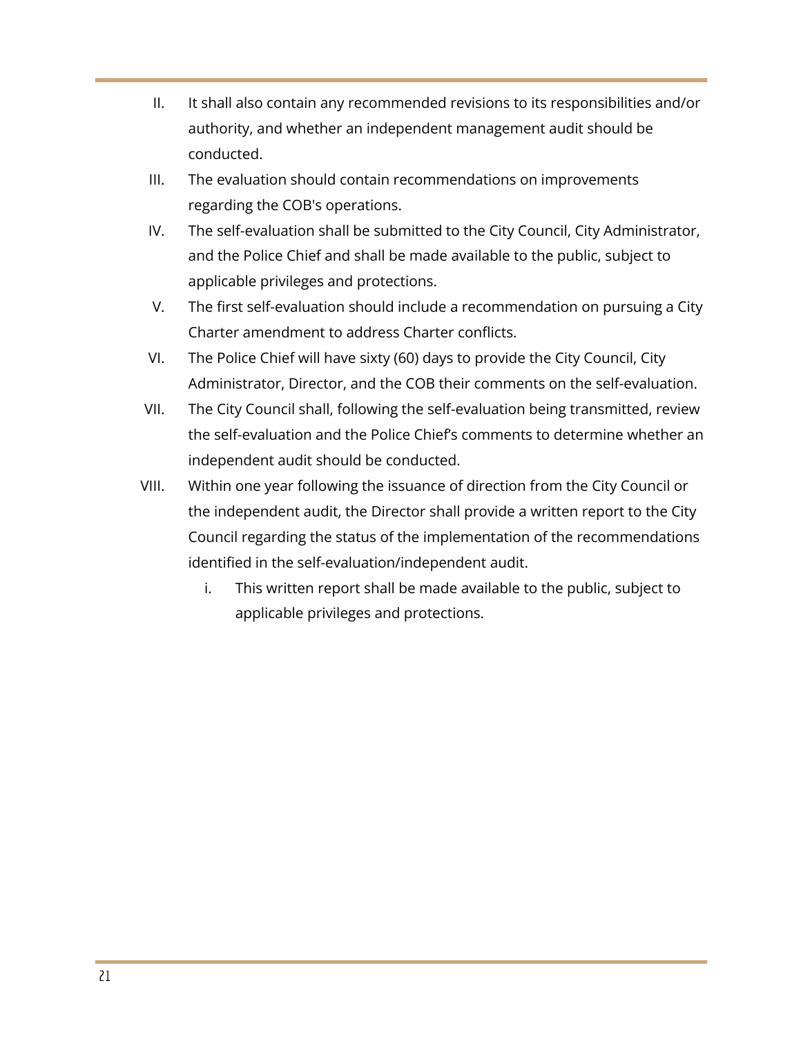II. It shall also contain any recommended revisions to its responsibilities and/or authority, and whether an independent management audit should be conducted.

III. The evaluation should contain recommendations on improvements regarding the COB's operations.

IV. The self-evaluation shall be submitted to the City Council, City Administrator, and the Police Chief and shall be made available to the public, subject to applicable privileges and protections.

V. The first self-evaluation should include a recommendation on pursuing a City Charter amendment to address Charter conflicts.

VI. The Police Chief will have sixty (60) days to provide the City Council, City Administrator, Director, and the COB their comments on the self-evaluation.

VII. The City Council shall, following the self-evaluation being transmitted, review the self-evaluation and the Police Chief's comments to determine whether an independent audit should be conducted.

VIII. Within one year following the issuance of direction from the City Council or the independent audit, the Director shall provide a written report to the City Council regarding the status of the implementation of the recommendations identified in the self-evaluation/independent audit.

    i. This written report shall be made available to the public, subject to applicable privileges and protections.